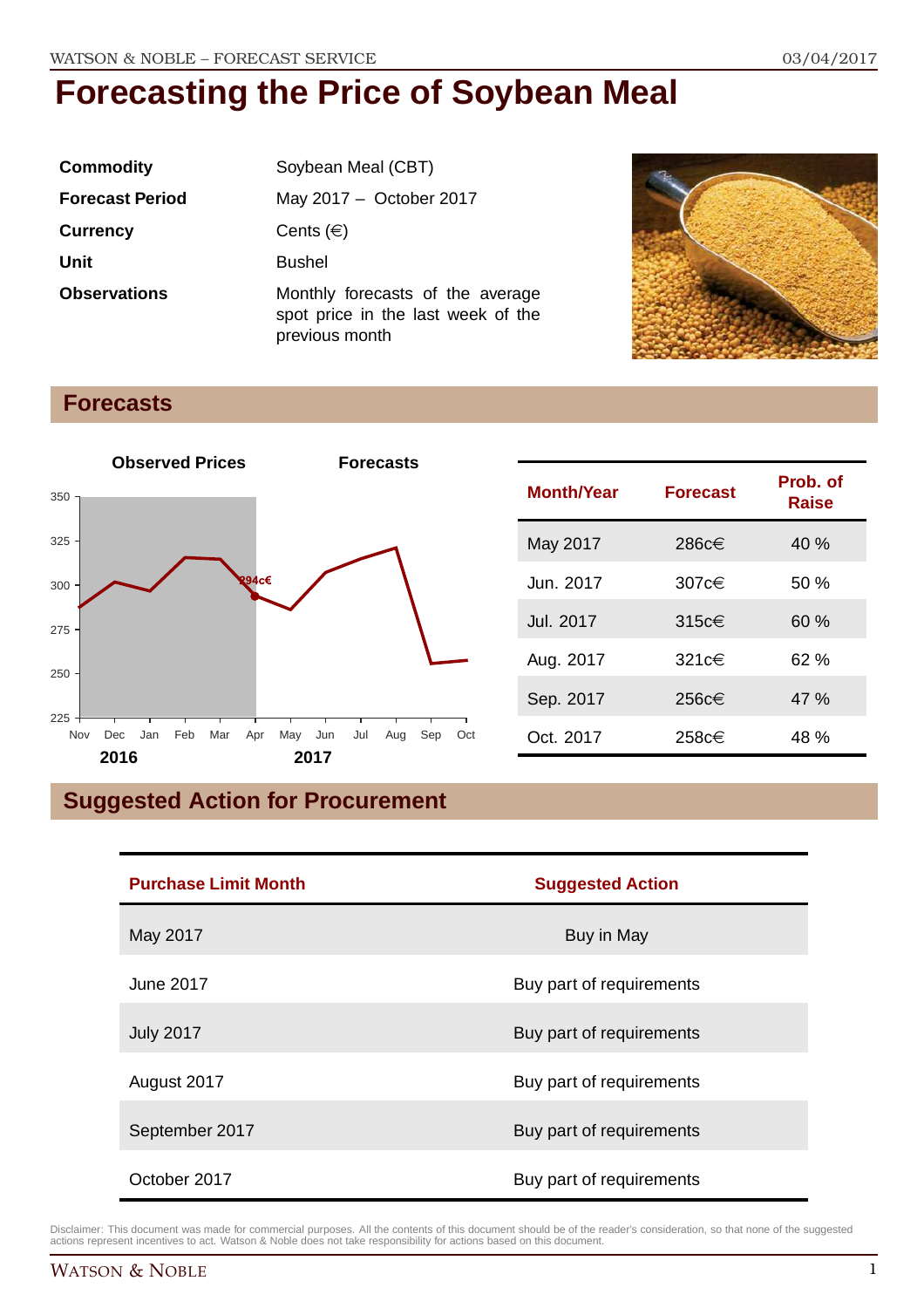# Forecasting the Price of Soybean Meal

| | |
|---|---|
| **Commodity** | Soybean Meal (CBT) |
| **Forecast Period** | May 2017 – October 2017 |
| **Currency** | Cents (€) |
| **Unit** | Bushel |
| **Observations** | Monthly forecasts of the average spot price in the last week of the previous month |

## Forecasts

| Month/Year | Forecast | Prob. of Raise |
|---|---|---|
| May 2017 | 286c€ | 40 % |
| Jun. 2017 | 307c€ | 50 % |
| Jul. 2017 | 315c€ | 60 % |
| Aug. 2017 | 321c€ | 62 % |
| Sep. 2017 | 256c€ | 47 % |
| Oct. 2017 | 258c€ | 48 % |

## Suggested Action for Procurement

| Purchase Limit Month | Suggested Action |
|---|---|
| May 2017 | Buy in May |
| June 2017 | Buy part of requirements |
| July 2017 | Buy part of requirements |
| August 2017 | Buy part of requirements |
| September 2017 | Buy part of requirements |
| October 2017 | Buy part of requirements |

Disclaimer: This document was made for commercial purposes. All the contents of this document should be of the reader's consideration, so that none of the suggested actions represent incentives to act. Watson & Noble does not take responsibility for actions based on this document.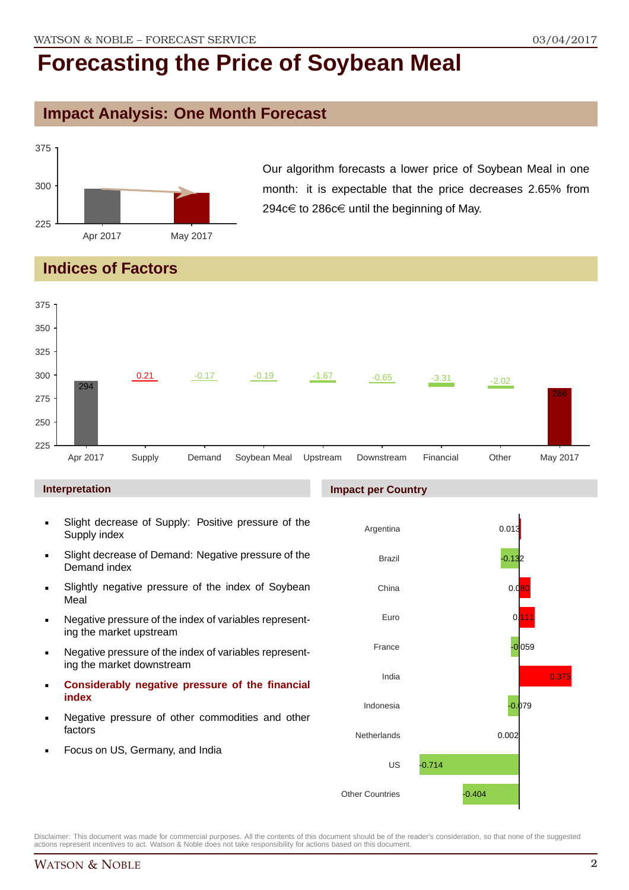# Forecasting the Price of Soybean Meal

## Impact Analysis: One Month Forecast

Our algorithm forecasts a lower price of Soybean Meal in one month: it is expectable that the price decreases 2.65% from 294c€ to 286c€ until the beginning of May.

## Indices of Factors

| | Apr 2017 | Supply | Demand | Soybean Meal | Upstream | Downstream | Financial | Other | May 2017 |
|---|---|---|---|---|---|---|---|---|---|
| Value | 294 | 0.21 | -0.17 | -0.19 | -1.67 | -0.65 | -3.31 | -2.02 | 286 |

### Interpretation

- Slight decrease of Supply: Positive pressure of the Supply index
- Slight decrease of Demand: Negative pressure of the Demand index
- Slightly negative pressure of the index of Soybean Meal
- Negative pressure of the index of variables representing the market upstream
- Negative pressure of the index of variables representing the market downstream
- **Considerably negative pressure of the financial index**
- Negative pressure of other commodities and other factors
- Focus on US, Germany, and India

### Impact per Country

| Country | Impact |
|---|---|
| Argentina | 0.013 |
| Brazil | -0.132 |
| China | 0.080 |
| Euro | 0.111 |
| France | -0.059 |
| India | 0.375 |
| Indonesia | -0.079 |
| Netherlands | 0.002 |
| US | -0.714 |
| Other Countries | -0.404 |

Disclaimer: This document was made for commercial purposes. All the contents of this document should be of the reader's consideration, so that none of the suggested actions represent incentives to act. Watson & Noble does not take responsibility for actions based on this document.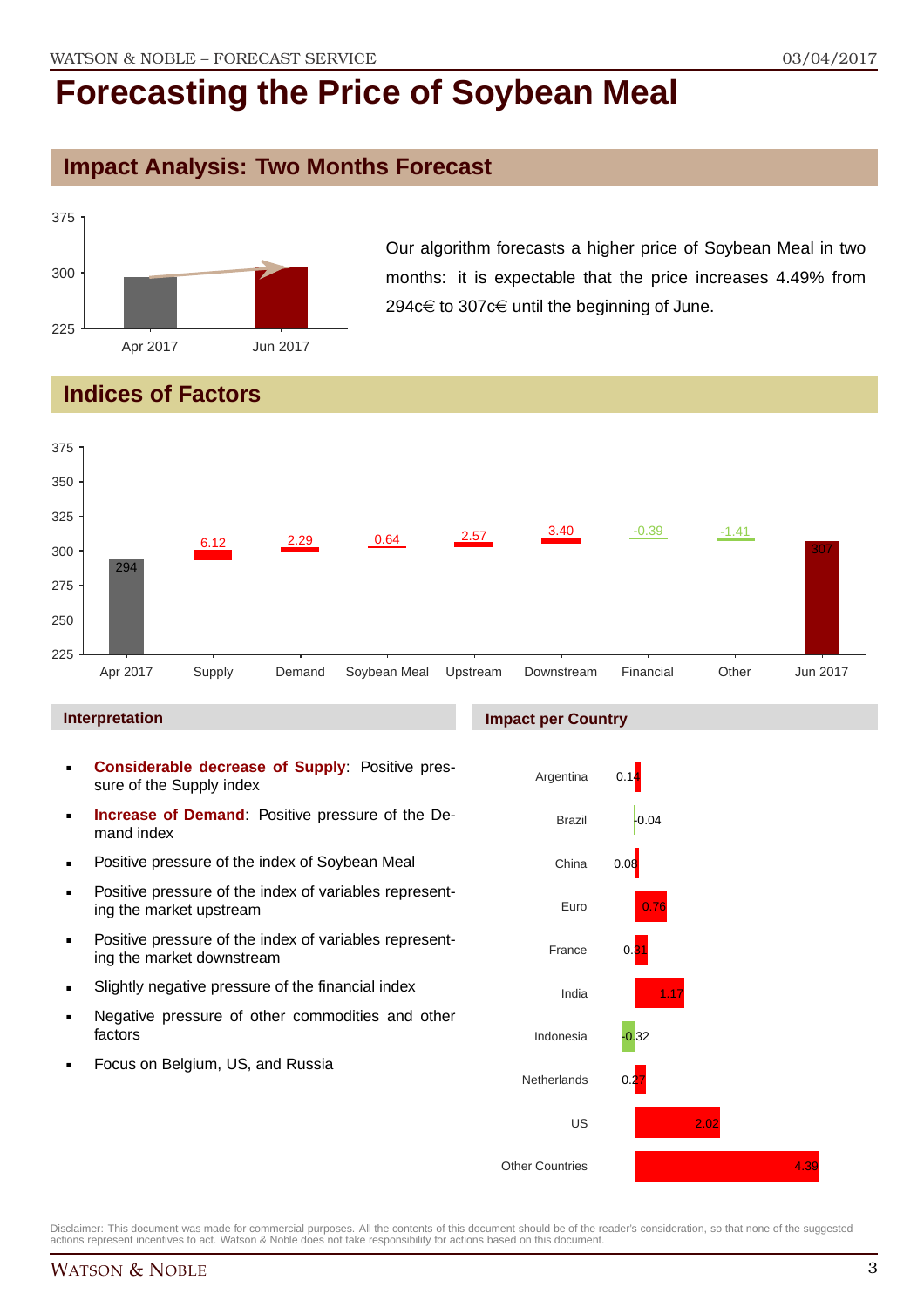# Forecasting the Price of Soybean Meal

## Impact Analysis: Two Months Forecast

Our algorithm forecasts a higher price of Soybean Meal in two months: it is expectable that the price increases 4.49% from 294c€ to 307c€ until the beginning of June.

## Indices of Factors

### Interpretation

- **Considerable decrease of Supply**: Positive pressure of the Supply index
- **Increase of Demand**: Positive pressure of the Demand index
- Positive pressure of the index of Soybean Meal
- Positive pressure of the index of variables representing the market upstream
- Positive pressure of the index of variables representing the market downstream
- Slightly negative pressure of the financial index
- Negative pressure of other commodities and other factors
- Focus on Belgium, US, and Russia

### Impact per Country

| Country | Impact |
|---|---|
| Argentina | 0.14 |
| Brazil | 0.04 |
| China | 0.08 |
| Euro | 0.76 |
| France | 0.31 |
| India | 1.17 |
| Indonesia | -0.32 |
| Netherlands | 0.27 |
| US | 2.02 |
| Other Countries | 4.39 |

Disclaimer: This document was made for commercial purposes. All the contents of this document should be of the reader's consideration, so that none of the suggested actions represent incentives to act. Watson & Noble does not take responsibility for actions based on this document.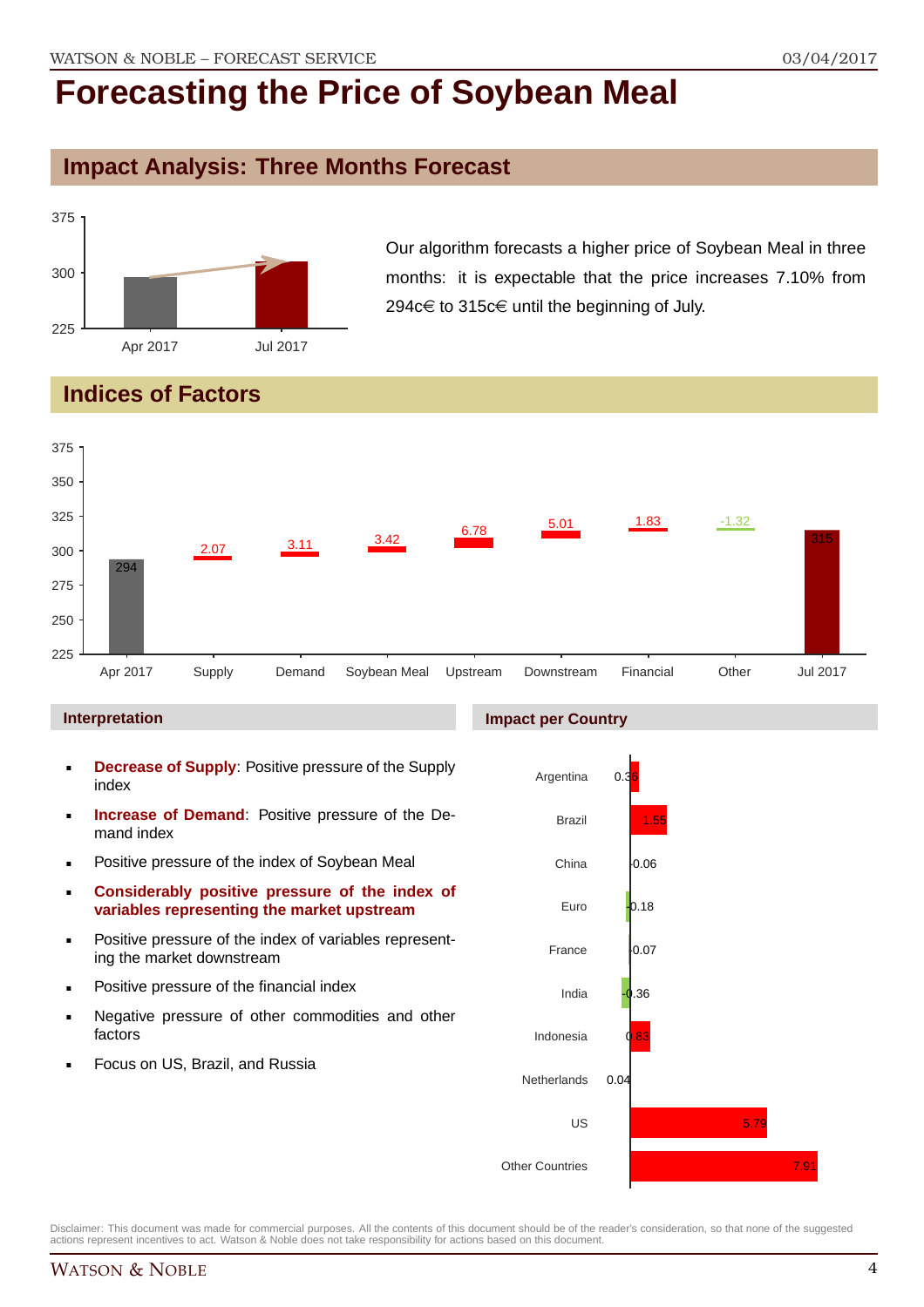# Forecasting the Price of Soybean Meal

## Impact Analysis: Three Months Forecast

Our algorithm forecasts a higher price of Soybean Meal in three months: it is expectable that the price increases 7.10% from 294c€ to 315c€ until the beginning of July.

## Indices of Factors

| | Apr 2017 | Supply | Demand | Soybean Meal | Upstream | Downstream | Financial | Other | Jul 2017 |
|---|---|---|---|---|---|---|---|---|---|
| Value | 294 | 2.07 | 3.11 | 3.42 | 6.78 | 5.01 | 1.83 | -1.32 | 315 |

### Interpretation

- **Decrease of Supply**: Positive pressure of the Supply index
- **Increase of Demand**: Positive pressure of the Demand index
- Positive pressure of the index of Soybean Meal
- **Considerably positive pressure of the index of variables representing the market upstream**
- Positive pressure of the index of variables representing the market downstream
- Positive pressure of the financial index
- Negative pressure of other commodities and other factors
- Focus on US, Brazil, and Russia

### Impact per Country

| Country | Impact |
|---|---|
| Argentina | 0.36 |
| Brazil | 1.55 |
| China | 0.06 |
| Euro | -0.18 |
| France | 0.07 |
| India | -0.36 |
| Indonesia | 0.83 |
| Netherlands | 0.04 |
| US | 5.79 |
| Other Countries | 7.91 |

Disclaimer: This document was made for commercial purposes. All the contents of this document should be of the reader's consideration, so that none of the suggested actions represent incentives to act. Watson & Noble does not take responsibility for actions based on this document.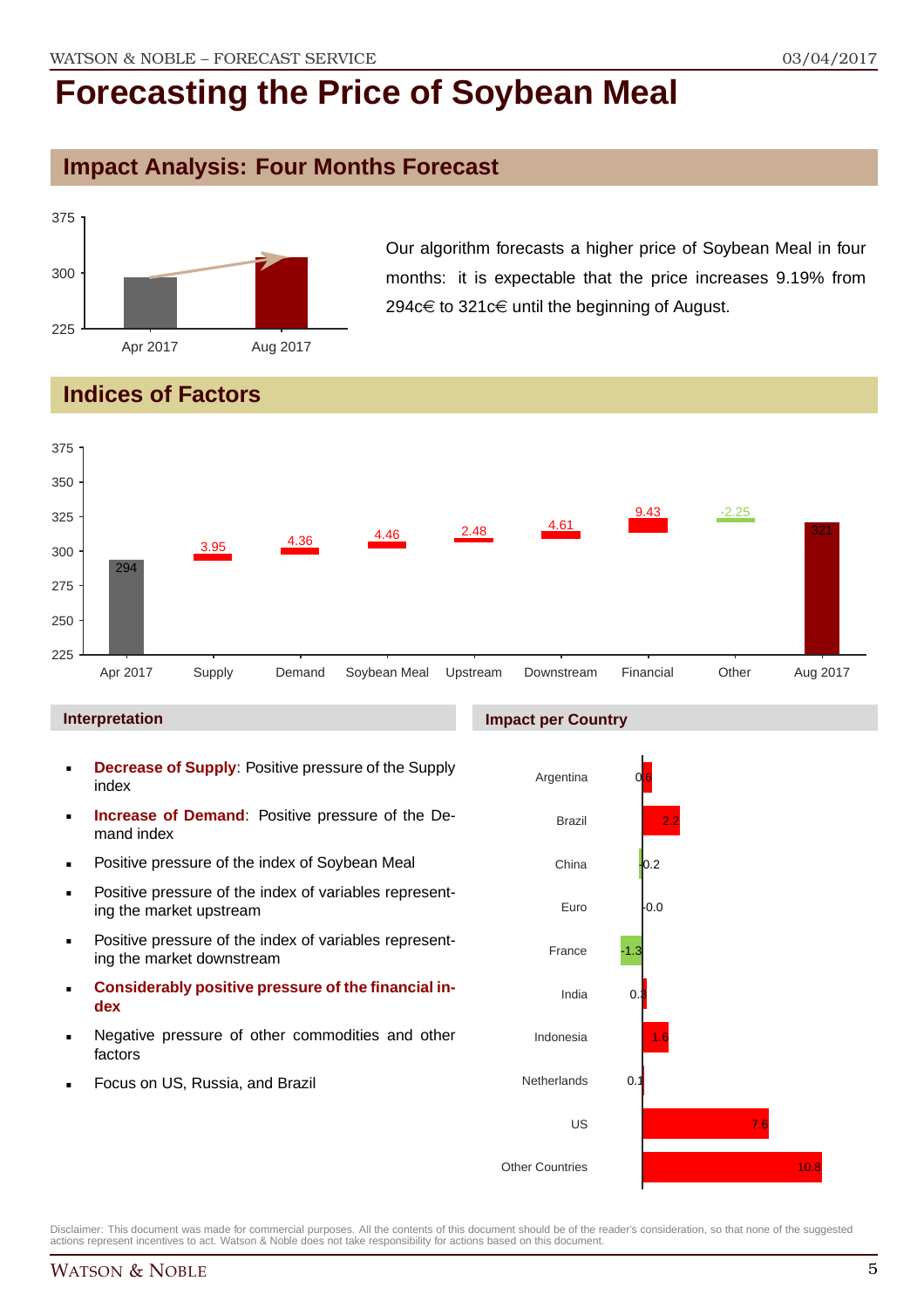# Forecasting the Price of Soybean Meal

## Impact Analysis: Four Months Forecast

Our algorithm forecasts a higher price of Soybean Meal in four months: it is expectable that the price increases 9.19% from 294c€ to 321c€ until the beginning of August.

## Indices of Factors

### Interpretation

- **Decrease of Supply**: Positive pressure of the Supply index
- **Increase of Demand**: Positive pressure of the Demand index
- Positive pressure of the index of Soybean Meal
- Positive pressure of the index of variables representing the market upstream
- Positive pressure of the index of variables representing the market downstream
- **Considerably positive pressure of the financial index**
- Negative pressure of other commodities and other factors
- Focus on US, Russia, and Brazil

### Impact per Country

Disclaimer: This document was made for commercial purposes. All the contents of this document should be of the reader's consideration, so that none of the suggested actions represent incentives to act. Watson & Noble does not take responsibility for actions based on this document.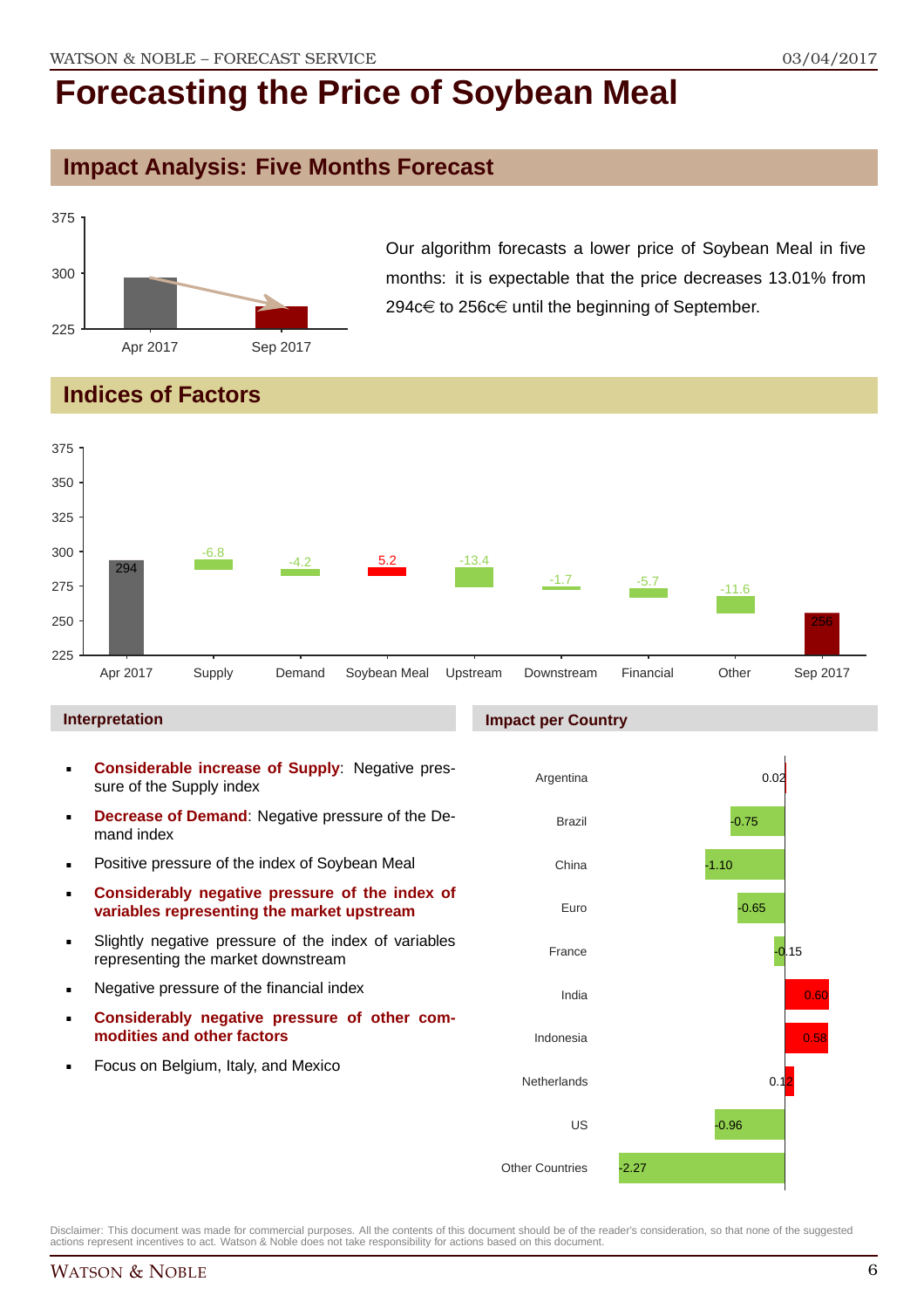# Forecasting the Price of Soybean Meal

## Impact Analysis: Five Months Forecast

Our algorithm forecasts a lower price of Soybean Meal in five months: it is expectable that the price decreases 13.01% from 294c€ to 256c€ until the beginning of September.

## Indices of Factors

| | Apr 2017 | Supply | Demand | Soybean Meal | Upstream | Downstream | Financial | Other | Sep 2017 |
|---|---|---|---|---|---|---|---|---|---|
| Value | 294 | -6.8 | -4.2 | 5.2 | -13.4 | -1.7 | -5.7 | -11.6 | 256 |

### Interpretation

- **Considerable increase of Supply**: Negative pressure of the Supply index
- **Decrease of Demand**: Negative pressure of the Demand index
- Positive pressure of the index of Soybean Meal
- **Considerably negative pressure of the index of variables representing the market upstream**
- Slightly negative pressure of the index of variables representing the market downstream
- Negative pressure of the financial index
- **Considerably negative pressure of other commodities and other factors**
- Focus on Belgium, Italy, and Mexico

### Impact per Country

| Country | Impact |
|---|---|
| Argentina | 0.02 |
| Brazil | -0.75 |
| China | -1.10 |
| Euro | -0.65 |
| France | -0.15 |
| India | 0.60 |
| Indonesia | 0.58 |
| Netherlands | 0.12 |
| US | -0.96 |
| Other Countries | -2.27 |

Disclaimer: This document was made for commercial purposes. All the contents of this document should be of the reader's consideration, so that none of the suggested actions represent incentives to act. Watson & Noble does not take responsibility for actions based on this document.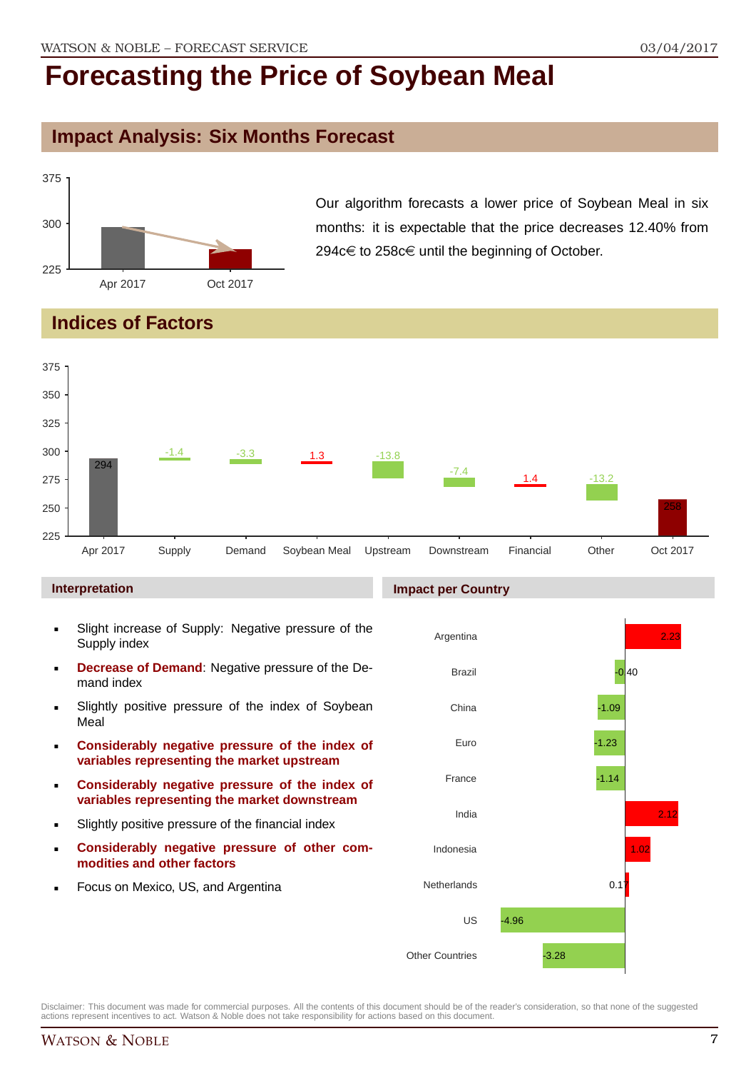# Forecasting the Price of Soybean Meal

## Impact Analysis: Six Months Forecast

Our algorithm forecasts a lower price of Soybean Meal in six months: it is expectable that the price decreases 12.40% from 294c€ to 258c€ until the beginning of October.

## Indices of Factors

### Interpretation

- Slight increase of Supply: Negative pressure of the Supply index
- **Decrease of Demand**: Negative pressure of the Demand index
- Slightly positive pressure of the index of Soybean Meal
- **Considerably negative pressure of the index of variables representing the market upstream**
- **Considerably negative pressure of the index of variables representing the market downstream**
- Slightly positive pressure of the financial index
- **Considerably negative pressure of other commodities and other factors**
- Focus on Mexico, US, and Argentina

### Impact per Country

| Country | Impact |
|---|---|
| Argentina | 2.23 |
| Brazil | -0.40 |
| China | -1.09 |
| Euro | -1.23 |
| France | -1.14 |
| India | 2.12 |
| Indonesia | 1.02 |
| Netherlands | 0.17 |
| US | -4.96 |
| Other Countries | -3.28 |

Disclaimer: This document was made for commercial purposes. All the contents of this document should be of the reader's consideration, so that none of the suggested actions represent incentives to act. Watson & Noble does not take responsibility for actions based on this document.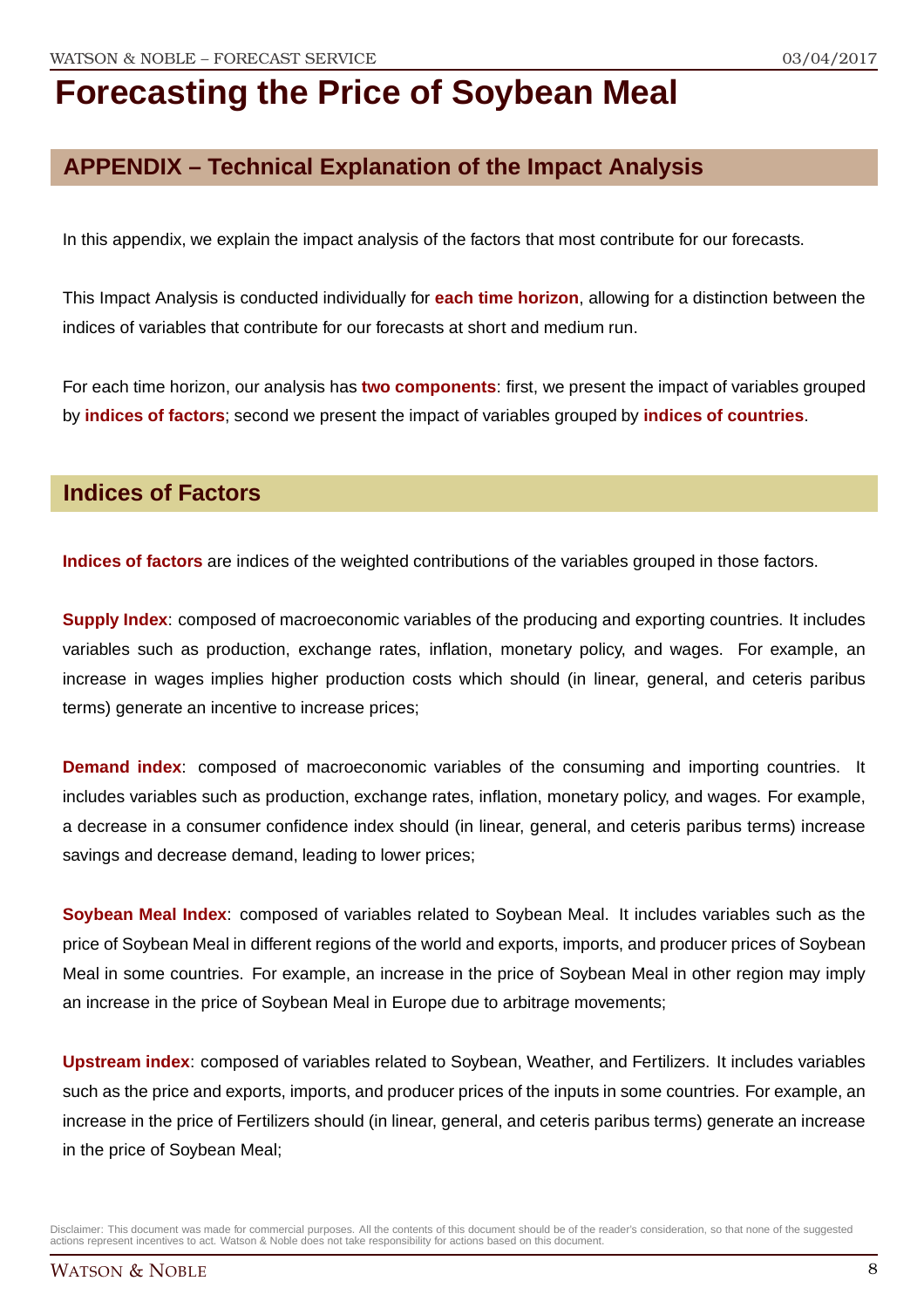# Forecasting the Price of Soybean Meal

## APPENDIX – Technical Explanation of the Impact Analysis

In this appendix, we explain the impact analysis of the factors that most contribute for our forecasts.

This Impact Analysis is conducted individually for **each time horizon**, allowing for a distinction between the indices of variables that contribute for our forecasts at short and medium run.

For each time horizon, our analysis has **two components**: first, we present the impact of variables grouped by **indices of factors**; second we present the impact of variables grouped by **indices of countries**.

## Indices of Factors

**Indices of factors** are indices of the weighted contributions of the variables grouped in those factors.

**Supply Index**: composed of macroeconomic variables of the producing and exporting countries. It includes variables such as production, exchange rates, inflation, monetary policy, and wages. For example, an increase in wages implies higher production costs which should (in linear, general, and ceteris paribus terms) generate an incentive to increase prices;

**Demand index**: composed of macroeconomic variables of the consuming and importing countries. It includes variables such as production, exchange rates, inflation, monetary policy, and wages. For example, a decrease in a consumer confidence index should (in linear, general, and ceteris paribus terms) increase savings and decrease demand, leading to lower prices;

**Soybean Meal Index**: composed of variables related to Soybean Meal. It includes variables such as the price of Soybean Meal in different regions of the world and exports, imports, and producer prices of Soybean Meal in some countries. For example, an increase in the price of Soybean Meal in other region may imply an increase in the price of Soybean Meal in Europe due to arbitrage movements;

**Upstream index**: composed of variables related to Soybean, Weather, and Fertilizers. It includes variables such as the price and exports, imports, and producer prices of the inputs in some countries. For example, an increase in the price of Fertilizers should (in linear, general, and ceteris paribus terms) generate an increase in the price of Soybean Meal;

Disclaimer: This document was made for commercial purposes. All the contents of this document should be of the reader's consideration, so that none of the suggested actions represent incentives to act. Watson & Noble does not take responsibility for actions based on this document.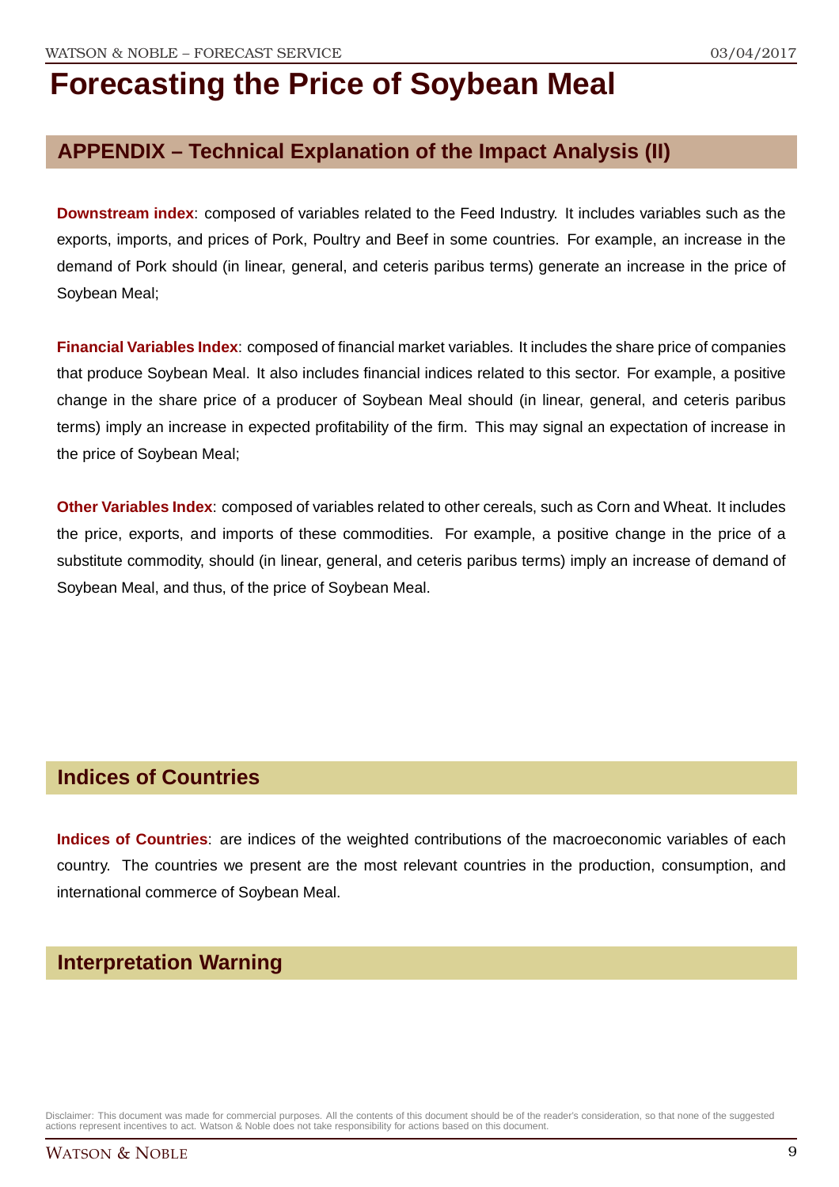# Forecasting the Price of Soybean Meal

## APPENDIX – Technical Explanation of the Impact Analysis (II)

**Downstream index**: composed of variables related to the Feed Industry. It includes variables such as the exports, imports, and prices of Pork, Poultry and Beef in some countries. For example, an increase in the demand of Pork should (in linear, general, and ceteris paribus terms) generate an increase in the price of Soybean Meal;

**Financial Variables Index**: composed of financial market variables. It includes the share price of companies that produce Soybean Meal. It also includes financial indices related to this sector. For example, a positive change in the share price of a producer of Soybean Meal should (in linear, general, and ceteris paribus terms) imply an increase in expected profitability of the firm. This may signal an expectation of increase in the price of Soybean Meal;

**Other Variables Index**: composed of variables related to other cereals, such as Corn and Wheat. It includes the price, exports, and imports of these commodities. For example, a positive change in the price of a substitute commodity, should (in linear, general, and ceteris paribus terms) imply an increase of demand of Soybean Meal, and thus, of the price of Soybean Meal.

## Indices of Countries

**Indices of Countries**: are indices of the weighted contributions of the macroeconomic variables of each country. The countries we present are the most relevant countries in the production, consumption, and international commerce of Soybean Meal.

## Interpretation Warning

Disclaimer: This document was made for commercial purposes. All the contents of this document should be of the reader's consideration, so that none of the suggested actions represent incentives to act. Watson & Noble does not take responsibility for actions based on this document.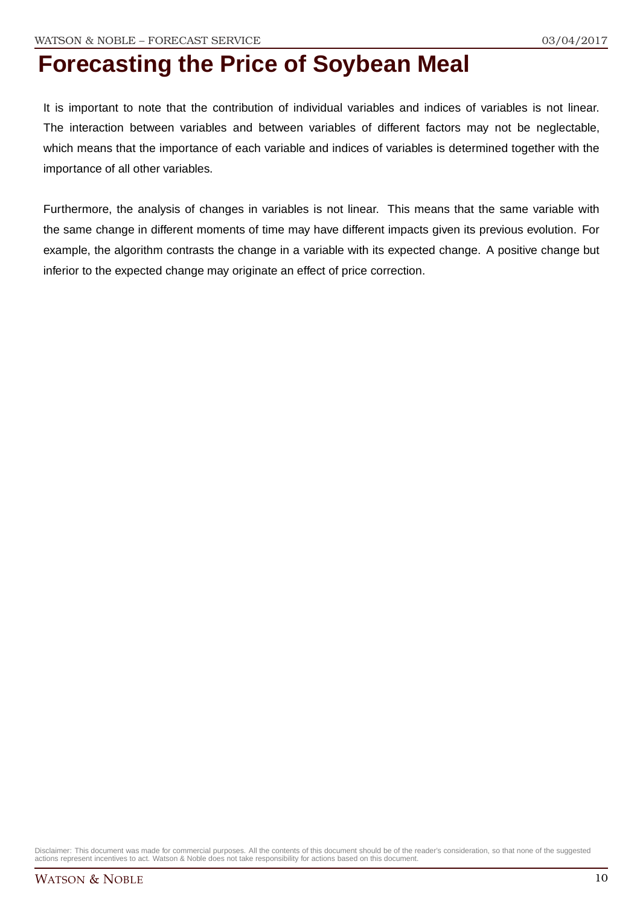# Forecasting the Price of Soybean Meal

It is important to note that the contribution of individual variables and indices of variables is not linear. The interaction between variables and between variables of different factors may not be neglectable, which means that the importance of each variable and indices of variables is determined together with the importance of all other variables.

Furthermore, the analysis of changes in variables is not linear. This means that the same variable with the same change in different moments of time may have different impacts given its previous evolution. For example, the algorithm contrasts the change in a variable with its expected change. A positive change but inferior to the expected change may originate an effect of price correction.

Disclaimer: This document was made for commercial purposes. All the contents of this document should be of the reader's consideration, so that none of the suggested actions represent incentives to act. Watson & Noble does not take responsibility for actions based on this document.